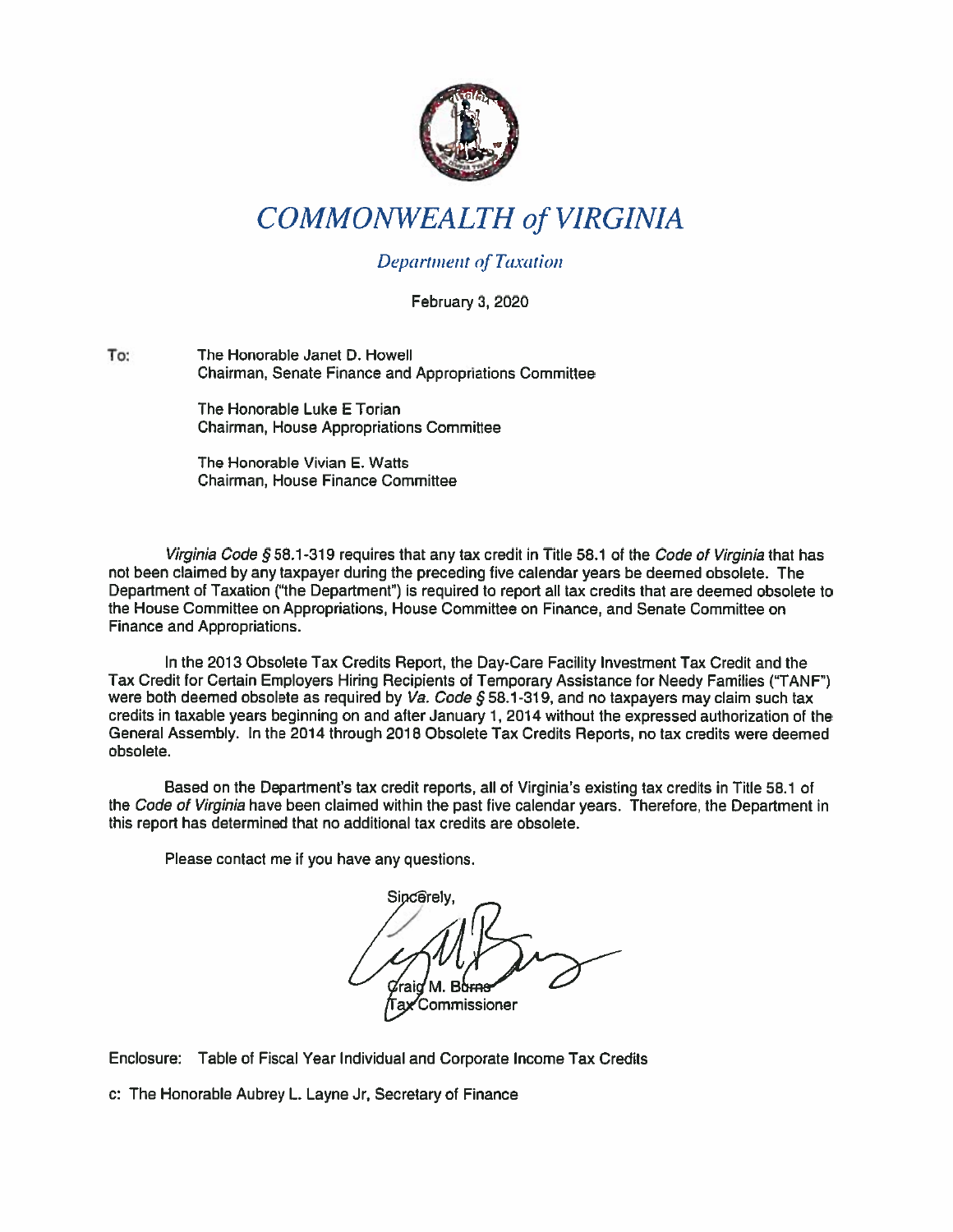# *COMMONWEALTH of VIRGINIA*

*Department of Taxation*

February 3, 2020

**To:** The Honorable Janet D. Howell
Chairman, Senate Finance and Appropriations Committee

The Honorable Luke E Torian
Chairman, House Appropriations Committee

The Honorable Vivian E. Watts
Chairman, House Finance Committee

*Virginia Code §* 58.1-319 requires that any tax credit in Title 58.1 of the *Code of Virginia* that has not been claimed by any taxpayer during the preceding five calendar years be deemed obsolete. The Department of Taxation ("the Department") is required to report all tax credits that are deemed obsolete to the House Committee on Appropriations, House Committee on Finance, and Senate Committee on Finance and Appropriations.

In the 2013 Obsolete Tax Credits Report, the Day-Care Facility Investment Tax Credit and the Tax Credit for Certain Employers Hiring Recipients of Temporary Assistance for Needy Families ("TANF") were both deemed obsolete as required by *Va. Code §* 58.1-319, and no taxpayers may claim such tax credits in taxable years beginning on and after January 1, 2014 without the expressed authorization of the General Assembly. In the 2014 through 2018 Obsolete Tax Credits Reports, no tax credits were deemed obsolete.

Based on the Department's tax credit reports, all of Virginia's existing tax credits in Title 58.1 of the *Code of Virginia* have been claimed within the past five calendar years. Therefore, the Department in this report has determined that no additional tax credits are obsolete.

Please contact me if you have any questions.

Sincerely,

Craig M. Burns
Tax Commissioner

Enclosure: Table of Fiscal Year Individual and Corporate Income Tax Credits

c: The Honorable Aubrey L. Layne Jr, Secretary of Finance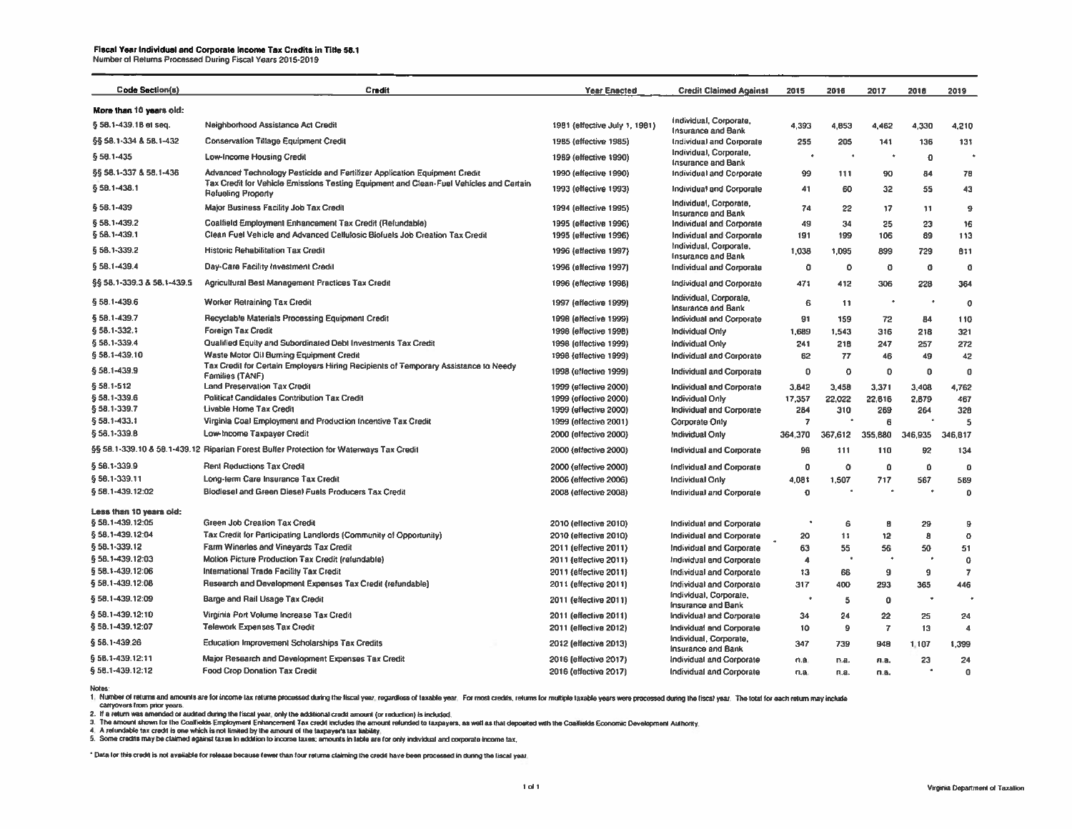# Fiscal Year Individual and Corporate Income Tax Credits in Title 58.1

Number of Returns Processed During Fiscal Years 2015-2019

| Code Section(s) | Credit | Year Enacted | Credit Claimed Against | 2015 | 2016 | 2017 | 2018 | 2019 |
|---|---|---|---|---|---|---|---|---|
| **More than 10 years old:** | | | | | | | | |
| § 58.1-439.18 et seq. | Neighborhood Assistance Act Credit | 1981 (effective July 1, 1981) | Individual, Corporate, Insurance and Bank | 4,393 | 4,853 | 4,462 | 4,330 | 4,210 |
| §§ 58.1-334 & 58.1-432 | Conservation Tillage Equipment Credit | 1985 (effective 1985) | Individual and Corporate | 255 | 205 | 141 | 136 | 131 |
| § 58.1-435 | Low-Income Housing Credit | 1989 (effective 1990) | Individual, Corporate, Insurance and Bank | * | * | * | 0 | * |
| §§ 58.1-337 & 58.1-436 | Advanced Technology Pesticide and Fertilizer Application Equipment Credit | 1990 (effective 1990) | Individual and Corporate | 99 | 111 | 90 | 84 | 78 |
| § 58.1-438.1 | Tax Credit for Vehicle Emissions Testing Equipment and Clean-Fuel Vehicles and Certain Refueling Property | 1993 (effective 1993) | Individual and Corporate | 41 | 60 | 32 | 55 | 43 |
| § 58.1-439 | Major Business Facility Job Tax Credit | 1994 (effective 1995) | Individual, Corporate, Insurance and Bank | 74 | 22 | 17 | 11 | 9 |
| § 58.1-439.2 | Coalfield Employment Enhancement Tax Credit (Refundable) | 1995 (effective 1996) | Individual and Corporate | 49 | 34 | 25 | 23 | 16 |
| § 58.1-439.1 | Clean Fuel Vehicle and Advanced Cellulosic Biofuels Job Creation Tax Credit | 1995 (effective 1996) | Individual and Corporate | 191 | 199 | 106 | 89 | 113 |
| § 58.1-339.2 | Historic Rehabilitation Tax Credit | 1996 (effective 1997) | Individual, Corporate, Insurance and Bank | 1,038 | 1,095 | 899 | 729 | 811 |
| § 58.1-439.4 | Day-Care Facility Investment Credit | 1996 (effective 1997) | Individual and Corporate | 0 | 0 | 0 | 0 | 0 |
| §§ 58.1-339.3 & 58.1-439.5 | Agricultural Best Management Practices Tax Credit | 1996 (effective 1998) | Individual and Corporate | 471 | 412 | 306 | 228 | 364 |
| § 58.1-439.6 | Worker Retraining Tax Credit | 1997 (effective 1999) | Individual, Corporate, Insurance and Bank | 6 | 11 | * | * | 0 |
| § 58.1-439.7 | Recyclable Materials Processing Equipment Credit | 1998 (effective 1999) | Individual and Corporate | 91 | 159 | 72 | 84 | 110 |
| § 58.1-332.1 | Foreign Tax Credit | 1998 (effective 1998) | Individual Only | 1,689 | 1,543 | 316 | 218 | 321 |
| § 58.1-339.4 | Qualified Equity and Subordinated Debt Investments Tax Credit | 1998 (effective 1999) | Individual Only | 241 | 218 | 247 | 257 | 272 |
| § 58.1-439.10 | Waste Motor Oil Burning Equipment Credit | 1998 (effective 1999) | Individual and Corporate | 62 | 77 | 46 | 49 | 42 |
| § 58.1-439.9 | Tax Credit for Certain Employers Hiring Recipients of Temporary Assistance to Needy Families (TANF) | 1998 (effective 1999) | Individual and Corporate | 0 | 0 | 0 | 0 | 0 |
| § 58.1-512 | Land Preservation Tax Credit | 1999 (effective 2000) | Individual and Corporate | 3,842 | 3,458 | 3,371 | 3,408 | 4,762 |
| § 58.1-339.6 | Political Candidates Contribution Tax Credit | 1999 (effective 2000) | Individual Only | 17,357 | 22,022 | 22,616 | 2,879 | 467 |
| § 58.1-339.7 | Livable Home Tax Credit | 1999 (effective 2000) | Individual and Corporate | 284 | 310 | 269 | 264 | 328 |
| § 58.1-433.1 | Virginia Coal Employment and Production Incentive Tax Credit | 1999 (effective 2001) | Corporate Only | 7 | * | 6 | * | 5 |
| § 58.1-339.8 | Low-Income Taxpayer Credit | 2000 (effective 2000) | Individual Only | 364,370 | 367,612 | 355,880 | 346,935 | 346,817 |
| §§ 58.1-339.10 & 58.1-439.12 | Riparian Forest Buffer Protection for Waterways Tax Credit | 2000 (effective 2000) | Individual and Corporate | 98 | 111 | 110 | 92 | 134 |
| § 58.1-339.9 | Rent Reductions Tax Credit | 2000 (effective 2000) | Individual and Corporate | 0 | 0 | 0 | 0 | 0 |
| § 58.1-339.11 | Long-term Care Insurance Tax Credit | 2006 (effective 2006) | Individual Only | 4,081 | 1,507 | 717 | 567 | 569 |
| § 58.1-439.12:02 | Biodiesel and Green Diesel Fuels Producers Tax Credit | 2008 (effective 2008) | Individual and Corporate | 0 | * | * | * | 0 |
| **Less than 10 years old:** | | | | | | | | |
| § 58.1-439.12:05 | Green Job Creation Tax Credit | 2010 (effective 2010) | Individual and Corporate | * | 6 | 8 | 29 | 9 |
| § 58.1-439.12:04 | Tax Credit for Participating Landlords (Community of Opportunity) | 2010 (effective 2010) | Individual and Corporate | 20 | 11 | 12 | 8 | 0 |
| § 58.1-339.12 | Farm Wineries and Vineyards Tax Credit | 2011 (effective 2011) | Individual and Corporate | 63 | 55 | 56 | 50 | 51 |
| § 58.1-439.12:03 | Motion Picture Production Tax Credit (refundable) | 2011 (effective 2011) | Individual and Corporate | 4 | * | * | * | 0 |
| § 58.1-439.12:06 | International Trade Facility Tax Credit | 2011 (effective 2011) | Individual and Corporate | 13 | 66 | 9 | 9 | 7 |
| § 58.1-439.12:08 | Research and Development Expenses Tax Credit (refundable) | 2011 (effective 2011) | Individual and Corporate | 317 | 400 | 293 | 365 | 446 |
| § 58.1-439.12:09 | Barge and Rail Usage Tax Credit | 2011 (effective 2011) | Individual, Corporate, Insurance and Bank | * | 5 | 0 | * | * |
| § 58.1-439.12:10 | Virginia Port Volume Increase Tax Credit | 2011 (effective 2011) | Individual and Corporate | 34 | 24 | 22 | 25 | 24 |
| § 58.1-439.12:07 | Telework Expenses Tax Credit | 2011 (effective 2012) | Individual and Corporate | 10 | 9 | 7 | 13 | 4 |
| § 58.1-439.26 | Education Improvement Scholarships Tax Credits | 2012 (effective 2013) | Individual, Corporate, Insurance and Bank | 347 | 739 | 948 | 1,107 | 1,399 |
| § 58.1-439.12:11 | Major Research and Development Expenses Tax Credit | 2016 (effective 2017) | Individual and Corporate | n.a. | n.a. | n.a. | 23 | 24 |
| § 58.1-439.12:12 | Food Crop Donation Tax Credit | 2016 (effective 2017) | Individual and Corporate | n.a. | n.a. | n.a. | * | 0 |

Notes:

1. Number of returns and amounts are for income tax returns processed during the fiscal year, regardless of taxable year. For most credits, returns for multiple taxable years were processed during the fiscal year. The total for each return may include carryovers from prior years.
2. If a return was amended or audited during the fiscal year, only the additional credit amount (or reduction) is included.
3. The amount shown for the Coalfields Employment Enhancement Tax credit includes the amount refunded to taxpayers, as well as that deposited with the Coalfields Economic Development Authority.
4. A refundable tax credit is one which is not limited by the amount of the taxpayer's tax liability.
5. Some credits may be claimed against taxes in addition to income taxes; amounts in table are for only individual and corporate income tax.

\* Data for this credit is not available for release because fewer than four returns claiming the credit have been processed in during the fiscal year.

Virginia Department of Taxation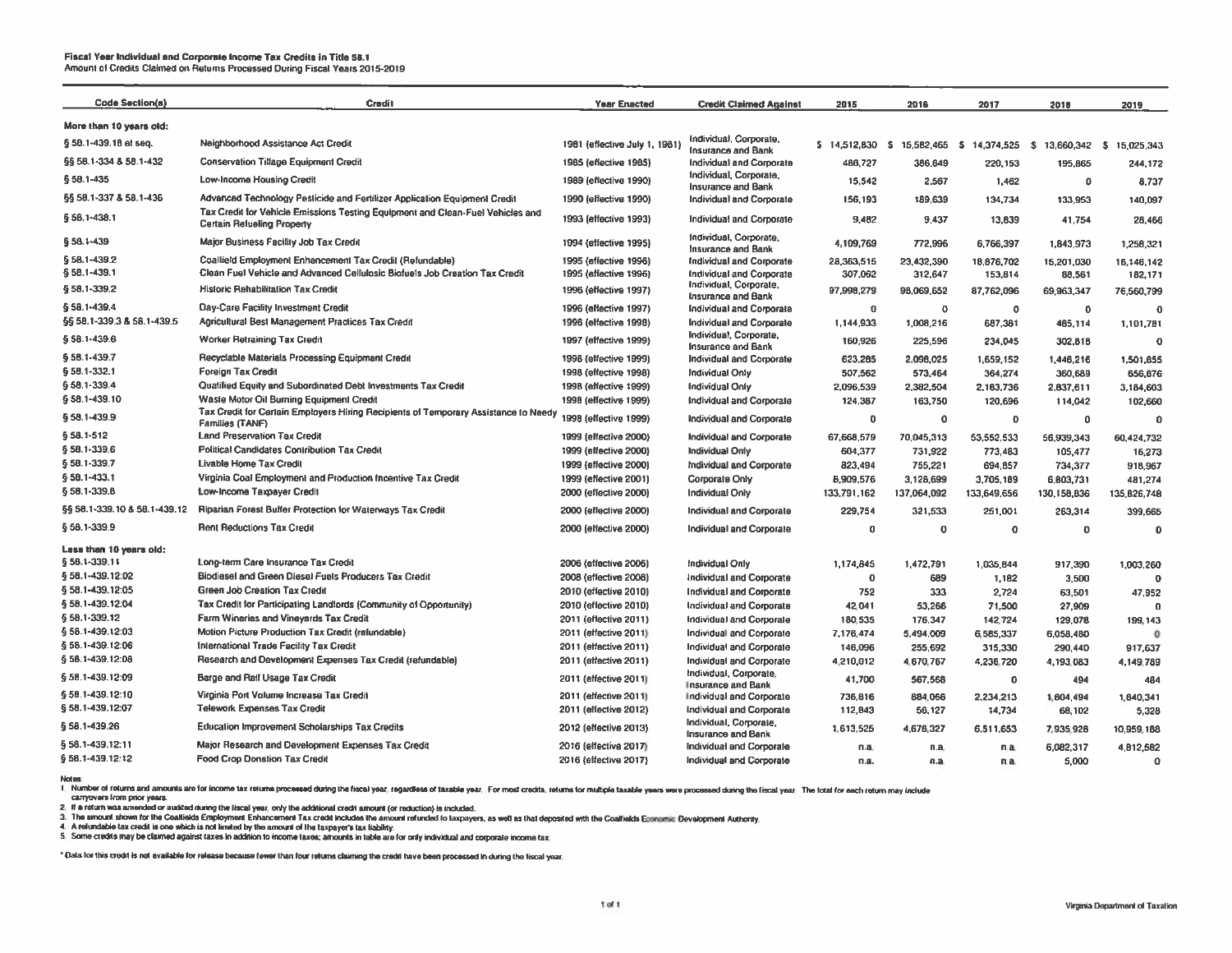**Fiscal Year Individual and Corporate Income Tax Credits in Title 58.1**
Amount of Credits Claimed on Returns Processed During Fiscal Years 2015-2019

| Code Section(s) | Credit | Year Enacted | Credit Claimed Against | 2015 | 2016 | 2017 | 2018 | 2019 |
|---|---|---|---|---|---|---|---|---|
| **More than 10 years old:** | | | | | | | | |
| § 58.1-439.18 et seq. | Neighborhood Assistance Act Credit | 1981 (effective July 1, 1981) | Individual, Corporate, Insurance and Bank | $ 14,512,830 | $ 15,582,465 | $ 14,374,525 | $ 13,660,342 | $ 15,025,343 |
| §§ 58.1-334 & 58.1-432 | Conservation Tillage Equipment Credit | 1985 (effective 1985) | Individual and Corporate | 486,727 | 386,649 | 220,153 | 195,865 | 244,172 |
| § 58.1-435 | Low-Income Housing Credit | 1989 (effective 1990) | Individual, Corporate, Insurance and Bank | 15,542 | 2,567 | 1,462 | 0 | 8,737 |
| §§ 58.1-337 & 58.1-436 | Advanced Technology Pesticide and Fertilizer Application Equipment Credit | 1990 (effective 1990) | Individual and Corporate | 156,193 | 189,639 | 134,734 | 133,953 | 140,097 |
| § 58.1-438.1 | Tax Credit for Vehicle Emissions Testing Equipment and Clean-Fuel Vehicles and Certain Refueling Property | 1993 (effective 1993) | Individual and Corporate | 9,482 | 9,437 | 13,839 | 41,754 | 28,466 |
| § 58.1-439 | Major Business Facility Job Tax Credit | 1994 (effective 1995) | Individual, Corporate, Insurance and Bank | 4,109,769 | 772,996 | 6,766,397 | 1,843,973 | 1,258,321 |
| § 58.1-439.2 | Coalfield Employment Enhancement Tax Credit (Refundable) | 1995 (effective 1996) | Individual and Corporate | 28,363,515 | 23,432,390 | 18,876,702 | 15,201,030 | 16,146,142 |
| § 58.1-439.1 | Clean Fuel Vehicle and Advanced Cellulosic Biofuels Job Creation Tax Credit | 1995 (effective 1996) | Individual and Corporate | 307,062 | 312,647 | 153,814 | 88,561 | 182,171 |
| § 58.1-339.2 | Historic Rehabilitation Tax Credit | 1996 (effective 1997) | Individual, Corporate, Insurance and Bank | 97,998,279 | 98,069,652 | 87,762,096 | 69,963,347 | 76,560,799 |
| § 58.1-439.4 | Day-Care Facility Investment Credit | 1996 (effective 1997) | Individual and Corporate | 0 | 0 | 0 | 0 | 0 |
| §§ 58.1-339.3 & 58.1-439.5 | Agricultural Best Management Practices Tax Credit | 1996 (effective 1998) | Individual and Corporate | 1,144,933 | 1,008,216 | 687,381 | 485,114 | 1,101,781 |
| § 58.1-439.6 | Worker Retraining Tax Credit | 1997 (effective 1999) | Individual, Corporate, Insurance and Bank | 160,926 | 225,596 | 234,045 | 302,818 | 0 |
| § 58.1-439.7 | Recyclable Materials Processing Equipment Credit | 1998 (effective 1999) | Individual and Corporate | 623,285 | 2,098,025 | 1,659,152 | 1,448,216 | 1,501,855 |
| § 58.1-332.1 | Foreign Tax Credit | 1998 (effective 1998) | Individual Only | 507,562 | 573,464 | 364,274 | 360,689 | 656,876 |
| § 58.1-339.4 | Qualified Equity and Subordinated Debt Investments Tax Credit | 1998 (effective 1999) | Individual Only | 2,096,539 | 2,382,504 | 2,183,736 | 2,837,611 | 3,184,603 |
| § 58.1-439.10 | Waste Motor Oil Burning Equipment Credit | 1998 (effective 1999) | Individual and Corporate | 124,387 | 163,750 | 120,696 | 114,042 | 102,660 |
| § 58.1-439.9 | Tax Credit for Certain Employers Hiring Recipients of Temporary Assistance to Needy Families (TANF) | 1998 (effective 1999) | Individual and Corporate | 0 | 0 | 0 | 0 | 0 |
| § 58.1-512 | Land Preservation Tax Credit | 1999 (effective 2000) | Individual and Corporate | 67,668,579 | 70,045,313 | 53,552,533 | 56,939,343 | 60,424,732 |
| § 58.1-339.6 | Political Candidates Contribution Tax Credit | 1999 (effective 2000) | Individual Only | 604,377 | 731,922 | 773,463 | 105,477 | 16,273 |
| § 58.1-339.7 | Livable Home Tax Credit | 1999 (effective 2000) | Individual and Corporate | 823,494 | 755,221 | 694,857 | 734,377 | 918,967 |
| § 58.1-433.1 | Virginia Coal Employment and Production Incentive Tax Credit | 1999 (effective 2001) | Corporate Only | 8,909,576 | 3,128,699 | 3,705,189 | 6,803,731 | 481,274 |
| § 58.1-339.8 | Low-Income Taxpayer Credit | 2000 (effective 2000) | Individual Only | 133,791,162 | 137,064,092 | 133,649,656 | 130,158,836 | 135,826,748 |
| §§ 58.1-339.10 & 58.1-439.12 | Riparian Forest Buffer Protection for Waterways Tax Credit | 2000 (effective 2000) | Individual and Corporate | 229,754 | 321,533 | 251,001 | 263,314 | 399,665 |
| § 58.1-339.9 | Rent Reductions Tax Credit | 2000 (effective 2000) | Individual and Corporate | 0 | 0 | 0 | 0 | 0 |
| **Less than 10 years old:** | | | | | | | | |
| § 58.1-339.11 | Long-term Care Insurance Tax Credit | 2006 (effective 2006) | Individual Only | 1,174,845 | 1,472,791 | 1,035,844 | 917,390 | 1,003,260 |
| § 58.1-439.12:02 | Biodiesel and Green Diesel Fuels Producers Tax Credit | 2008 (effective 2008) | Individual and Corporate | 0 | 689 | 1,162 | 3,500 | 0 |
| § 58.1-439.12:05 | Green Job Creation Tax Credit | 2010 (effective 2010) | Individual and Corporate | 752 | 333 | 2,724 | 63,501 | 47,952 |
| § 58.1-439.12:04 | Tax Credit for Participating Landlords (Community of Opportunity) | 2010 (effective 2010) | Individual and Corporate | 42,041 | 53,266 | 71,500 | 27,909 | 0 |
| § 58.1-339.12 | Farm Wineries and Vineyards Tax Credit | 2011 (effective 2011) | Individual and Corporate | 180,535 | 176,347 | 142,724 | 129,078 | 199,143 |
| § 58.1-439.12:03 | Motion Picture Production Tax Credit (refundable) | 2011 (effective 2011) | Individual and Corporate | 7,176,474 | 5,494,009 | 6,585,337 | 6,058,480 | 0 |
| § 58.1-439.12:06 | International Trade Facility Tax Credit | 2011 (effective 2011) | Individual and Corporate | 146,096 | 255,692 | 315,330 | 290,440 | 917,637 |
| § 58.1-439.12:08 | Research and Development Expenses Tax Credit (refundable) | 2011 (effective 2011) | Individual and Corporate | 4,210,012 | 4,670,767 | 4,236,720 | 4,193,083 | 4,149,789 |
| § 58.1-439.12:09 | Barge and Rail Usage Tax Credit | 2011 (effective 2011) | Individual, Corporate, Insurance and Bank | 41,700 | 567,568 | 0 | 494 | 484 |
| § 58.1-439.12:10 | Virginia Port Volume Increase Tax Credit | 2011 (effective 2011) | Individual and Corporate | 736,816 | 884,056 | 2,234,213 | 1,804,494 | 1,840,341 |
| § 58.1-439.12:07 | Telework Expenses Tax Credit | 2011 (effective 2012) | Individual and Corporate | 112,843 | 56,127 | 14,734 | 68,102 | 5,328 |
| § 58.1-439.26 | Education Improvement Scholarships Tax Credits | 2012 (effective 2013) | Individual, Corporate, Insurance and Bank | 1,613,525 | 4,676,327 | 6,511,653 | 7,935,928 | 10,959,188 |
| § 58.1-439.12:11 | Major Research and Development Expenses Tax Credit | 2016 (effective 2017) | Individual and Corporate | n.a. | n.a. | n.a. | 6,082,317 | 4,812,582 |
| § 58.1-439.12:12 | Food Crop Donation Tax Credit | 2016 (effective 2017) | Individual and Corporate | n.a. | n.a. | n.a. | 5,000 | 0 |

Notes:
1. Number of returns and amounts are for income tax returns processed during the fiscal year, regardless of taxable year. For most credits, returns for multiple taxable years were processed during the fiscal year. The total for each return may include carryovers from prior years.
2. If a return was amended or audited during the fiscal year, only the additional credit amount (or reduction) is included.
3. The amount shown for the Coalfields Employment Enhancement Tax credit includes the amount refunded to taxpayers, as well as that deposited with the Coalfields Economic Development Authority.
4. A refundable tax credit is one which is not limited by the amount of the taxpayer's tax liability.
5. Some credits may be claimed against taxes in addition to income taxes; amounts in table are for only individual and corporate income tax.

* Data for this credit is not available for release because fewer than four returns claiming the credit have been processed in during the fiscal year.

Virginia Department of Taxation